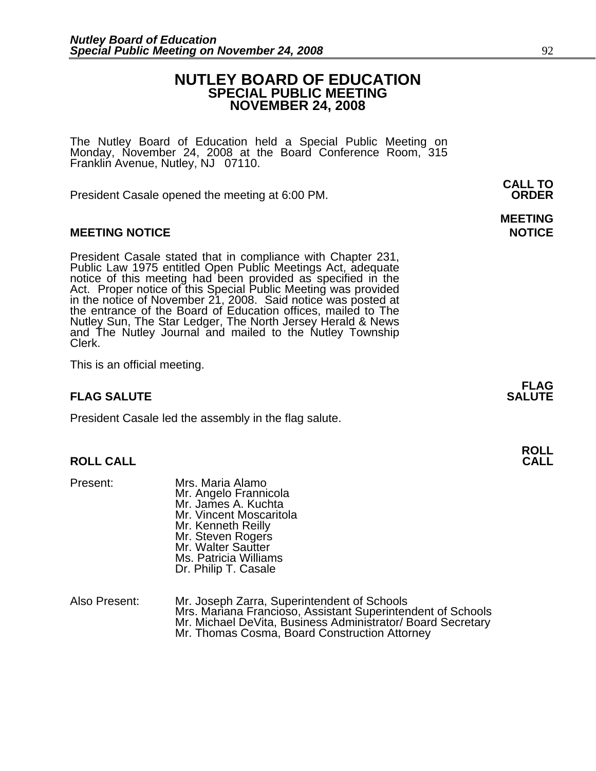# NUTLEY BOARD OF EDUCATION
## SPECIAL PUBLIC MEETING
## NOVEMBER 24, 2008

The Nutley Board of Education held a Special Public Meeting on Monday, November 24, 2008 at the Board Conference Room, 315 Franklin Avenue, Nutley, NJ 07110.

**CALL TO ORDER**

President Casale opened the meeting at 6:00 PM.

**MEETING NOTICE**

President Casale stated that in compliance with Chapter 231, Public Law 1975 entitled Open Public Meetings Act, adequate notice of this meeting had been provided as specified in the Act. Proper notice of this Special Public Meeting was provided in the notice of November 21, 2008. Said notice was posted at the entrance of the Board of Education offices, mailed to The Nutley Sun, The Star Ledger, The North Jersey Herald & News and The Nutley Journal and mailed to the Nutley Township Clerk.

This is an official meeting.

**FLAG SALUTE**

President Casale led the assembly in the flag salute.

**ROLL CALL**

Present:
- Mrs. Maria Alamo
- Mr. Angelo Frannicola
- Mr. James A. Kuchta
- Mr. Vincent Moscaritola
- Mr. Kenneth Reilly
- Mr. Steven Rogers
- Mr. Walter Sautter
- Ms. Patricia Williams
- Dr. Philip T. Casale

Also Present:
- Mr. Joseph Zarra, Superintendent of Schools
- Mrs. Mariana Francioso, Assistant Superintendent of Schools
- Mr. Michael DeVita, Business Administrator/ Board Secretary
- Mr. Thomas Cosma, Board Construction Attorney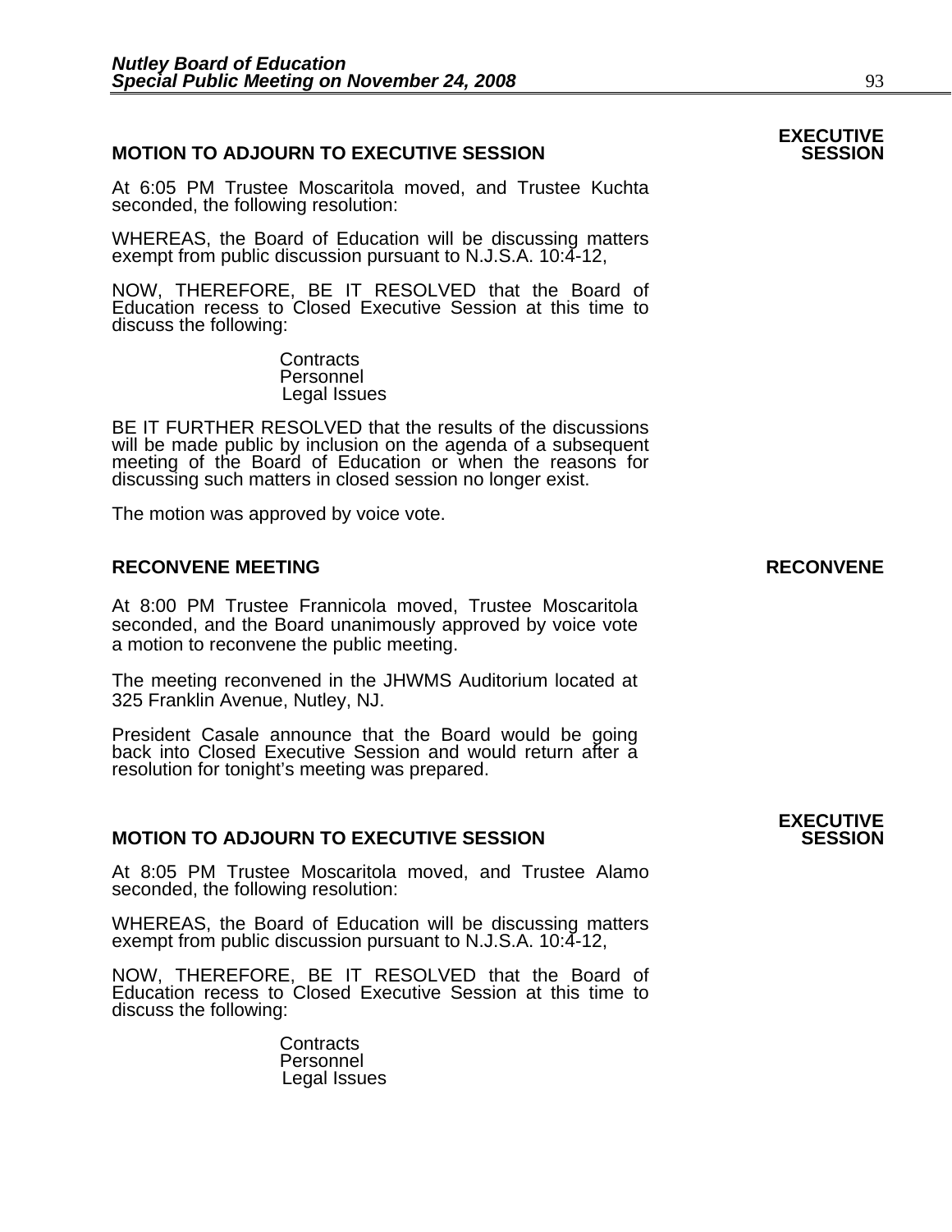**EXECUTIVE SESSION**

## MOTION TO ADJOURN TO EXECUTIVE SESSION

At 6:05 PM Trustee Moscaritola moved, and Trustee Kuchta seconded, the following resolution:

WHEREAS, the Board of Education will be discussing matters exempt from public discussion pursuant to N.J.S.A. 10:4-12,

NOW, THEREFORE, BE IT RESOLVED that the Board of Education recess to Closed Executive Session at this time to discuss the following:

Contracts
Personnel
Legal Issues

BE IT FURTHER RESOLVED that the results of the discussions will be made public by inclusion on the agenda of a subsequent meeting of the Board of Education or when the reasons for discussing such matters in closed session no longer exist.

The motion was approved by voice vote.

**RECONVENE**

## RECONVENE MEETING

At 8:00 PM Trustee Frannicola moved, Trustee Moscaritola seconded, and the Board unanimously approved by voice vote a motion to reconvene the public meeting.

The meeting reconvened in the JHWMS Auditorium located at 325 Franklin Avenue, Nutley, NJ.

President Casale announce that the Board would be going back into Closed Executive Session and would return after a resolution for tonight's meeting was prepared.

**EXECUTIVE SESSION**

## MOTION TO ADJOURN TO EXECUTIVE SESSION

At 8:05 PM Trustee Moscaritola moved, and Trustee Alamo seconded, the following resolution:

WHEREAS, the Board of Education will be discussing matters exempt from public discussion pursuant to N.J.S.A. 10:4-12,

NOW, THEREFORE, BE IT RESOLVED that the Board of Education recess to Closed Executive Session at this time to discuss the following:

Contracts
Personnel
Legal Issues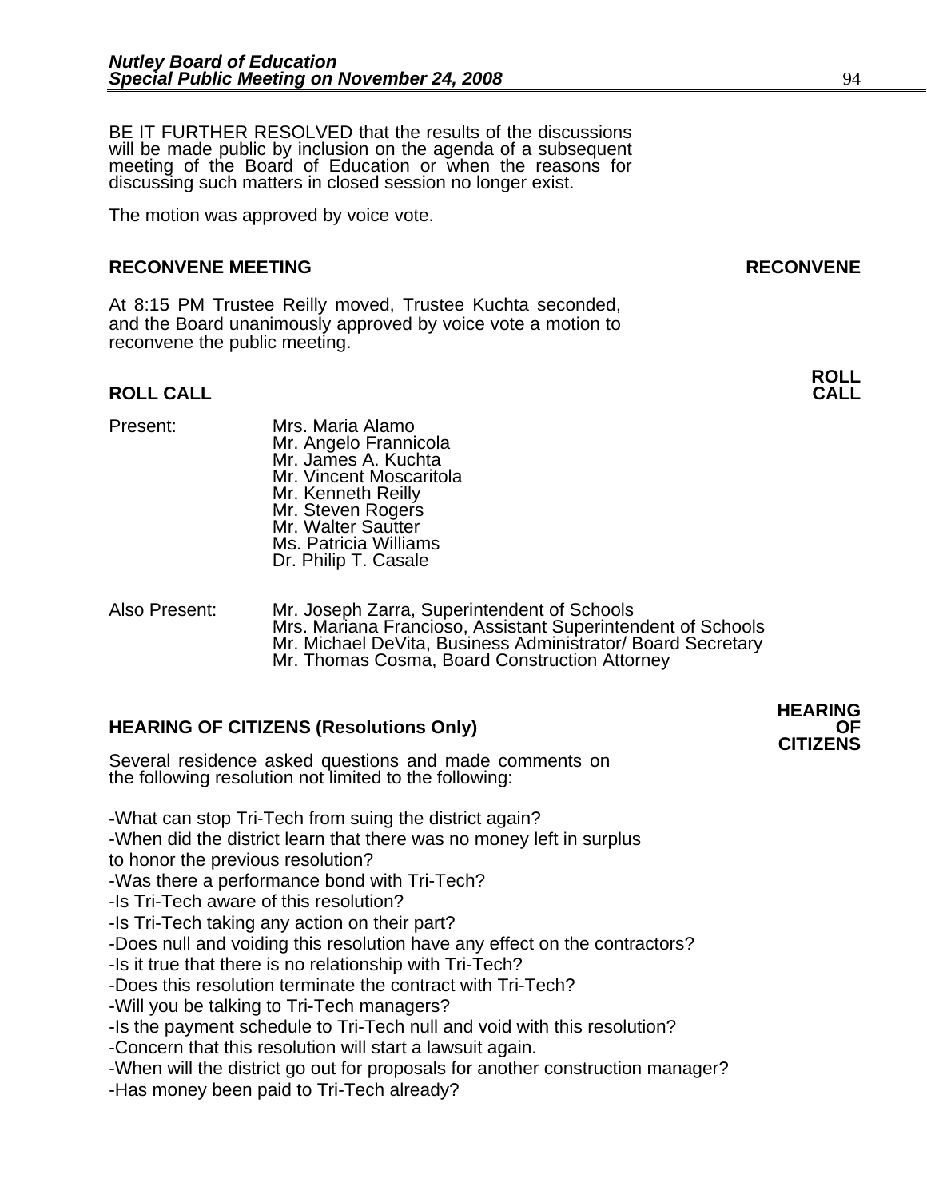BE IT FURTHER RESOLVED that the results of the discussions will be made public by inclusion on the agenda of a subsequent meeting of the Board of Education or when the reasons for discussing such matters in closed session no longer exist.

The motion was approved by voice vote.

## RECONVENE MEETING

**RECONVENE**

At 8:15 PM Trustee Reilly moved, Trustee Kuchta seconded, and the Board unanimously approved by voice vote a motion to reconvene the public meeting.

## ROLL CALL

**ROLL CALL**

Present:
- Mrs. Maria Alamo
- Mr. Angelo Frannicola
- Mr. James A. Kuchta
- Mr. Vincent Moscaritola
- Mr. Kenneth Reilly
- Mr. Steven Rogers
- Mr. Walter Sautter
- Ms. Patricia Williams
- Dr. Philip T. Casale

Also Present:
- Mr. Joseph Zarra, Superintendent of Schools
- Mrs. Mariana Francioso, Assistant Superintendent of Schools
- Mr. Michael DeVita, Business Administrator/ Board Secretary
- Mr. Thomas Cosma, Board Construction Attorney

## HEARING OF CITIZENS (Resolutions Only)

**HEARING OF CITIZENS**

Several residence asked questions and made comments on the following resolution not limited to the following:

-What can stop Tri-Tech from suing the district again?
-When did the district learn that there was no money left in surplus to honor the previous resolution?
-Was there a performance bond with Tri-Tech?
-Is Tri-Tech aware of this resolution?
-Is Tri-Tech taking any action on their part?
-Does null and voiding this resolution have any effect on the contractors?
-Is it true that there is no relationship with Tri-Tech?
-Does this resolution terminate the contract with Tri-Tech?
-Will you be talking to Tri-Tech managers?
-Is the payment schedule to Tri-Tech null and void with this resolution?
-Concern that this resolution will start a lawsuit again.
-When will the district go out for proposals for another construction manager?
-Has money been paid to Tri-Tech already?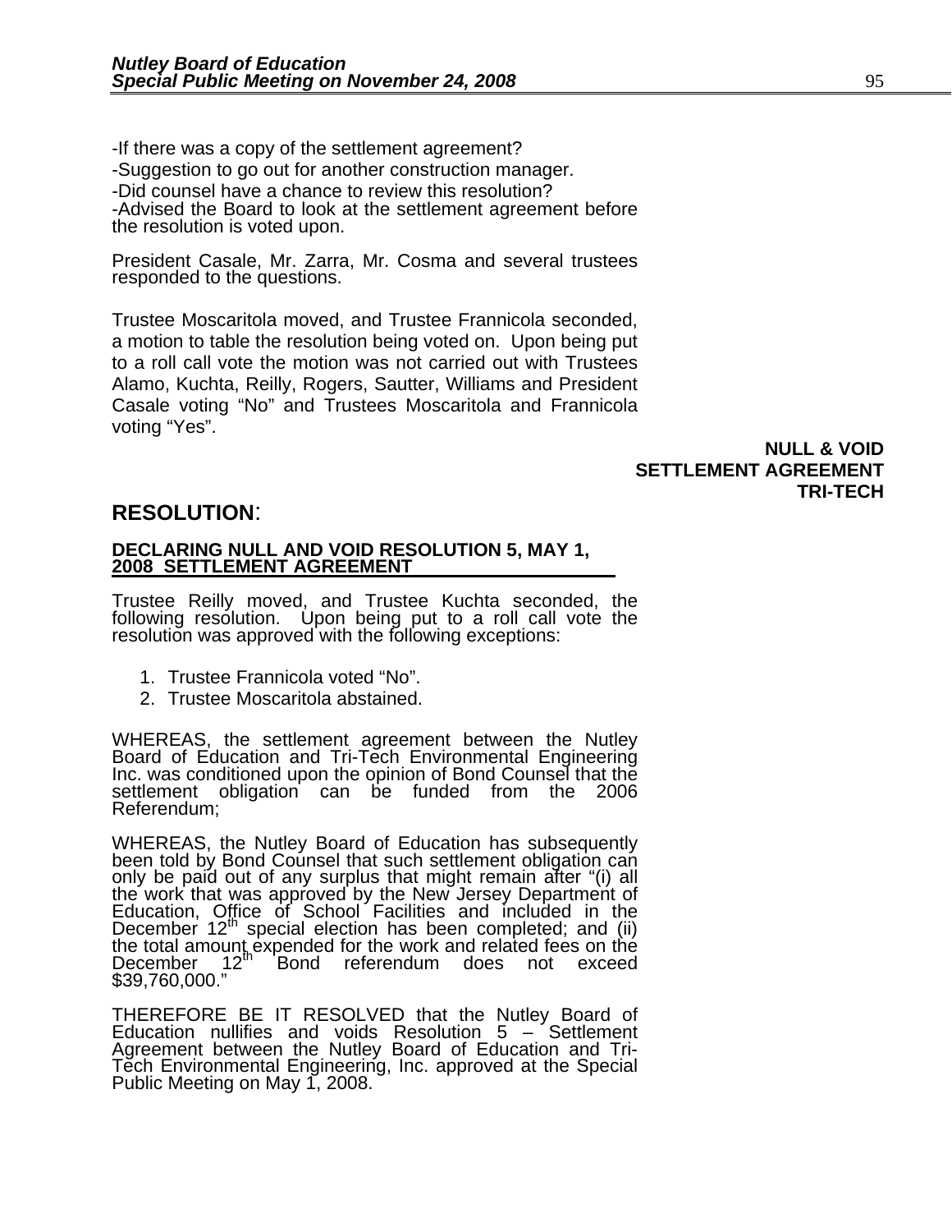-If there was a copy of the settlement agreement?

-Suggestion to go out for another construction manager.

-Did counsel have a chance to review this resolution?

-Advised the Board to look at the settlement agreement before the resolution is voted upon.

President Casale, Mr. Zarra, Mr. Cosma and several trustees responded to the questions.

Trustee Moscaritola moved, and Trustee Frannicola seconded, a motion to table the resolution being voted on. Upon being put to a roll call vote the motion was not carried out with Trustees Alamo, Kuchta, Reilly, Rogers, Sautter, Williams and President Casale voting "No" and Trustees Moscaritola and Frannicola voting "Yes".

**NULL & VOID**
**SETTLEMENT AGREEMENT**
**TRI-TECH**

## RESOLUTION:

**DECLARING NULL AND VOID RESOLUTION 5, MAY 1, 2008 SETTLEMENT AGREEMENT**

Trustee Reilly moved, and Trustee Kuchta seconded, the following resolution. Upon being put to a roll call vote the resolution was approved with the following exceptions:

1. Trustee Frannicola voted "No".
2. Trustee Moscaritola abstained.

WHEREAS, the settlement agreement between the Nutley Board of Education and Tri-Tech Environmental Engineering Inc. was conditioned upon the opinion of Bond Counsel that the settlement obligation can be funded from the 2006 Referendum;

WHEREAS, the Nutley Board of Education has subsequently been told by Bond Counsel that such settlement obligation can only be paid out of any surplus that might remain after "(i) all the work that was approved by the New Jersey Department of Education, Office of School Facilities and included in the December 12th special election has been completed; and (ii) the total amount expended for the work and related fees on the December 12th Bond referendum does not exceed $39,760,000."

THEREFORE BE IT RESOLVED that the Nutley Board of Education nullifies and voids Resolution 5 – Settlement Agreement between the Nutley Board of Education and Tri-Tech Environmental Engineering, Inc. approved at the Special Public Meeting on May 1, 2008.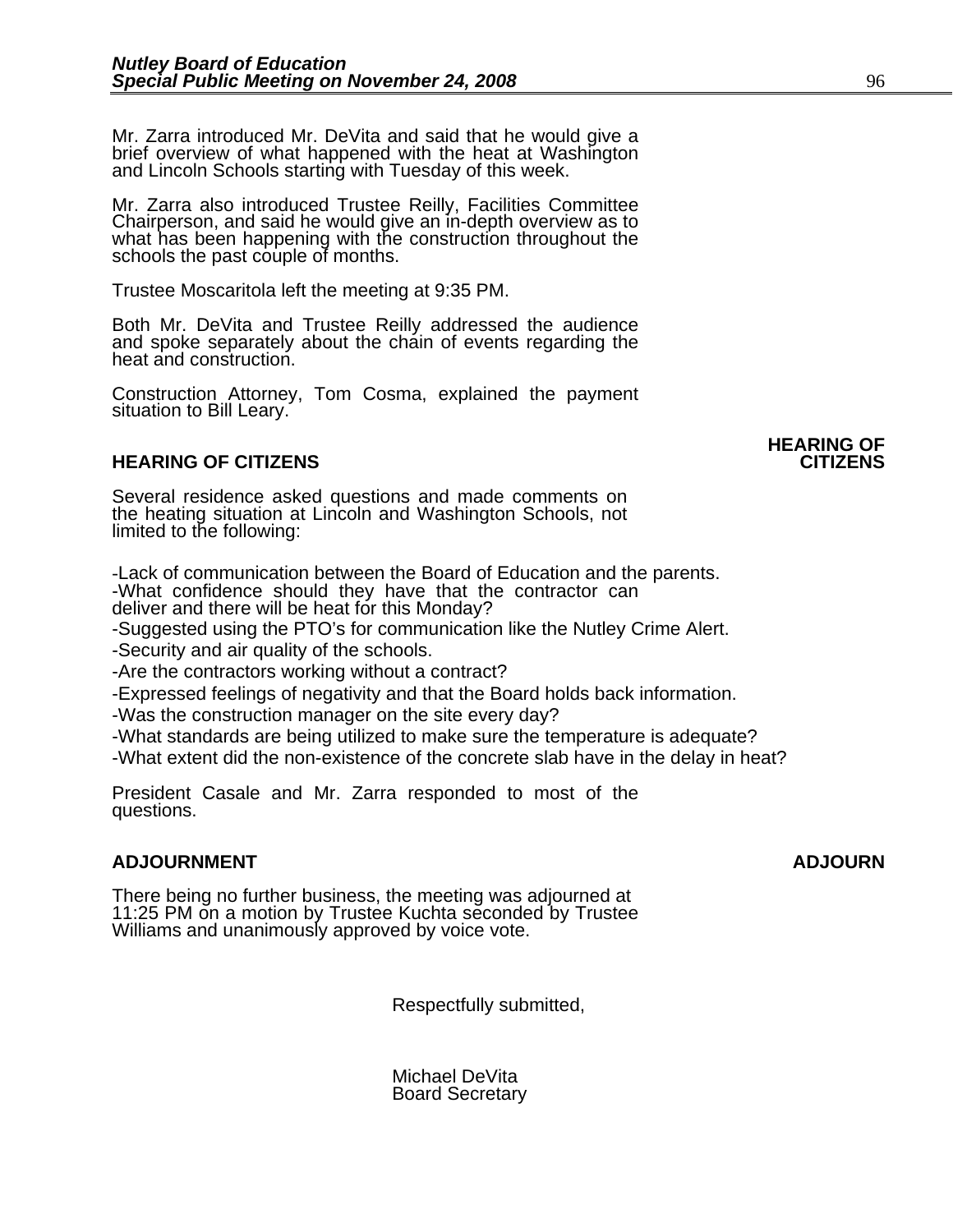Mr. Zarra introduced Mr. DeVita and said that he would give a brief overview of what happened with the heat at Washington and Lincoln Schools starting with Tuesday of this week.

Mr. Zarra also introduced Trustee Reilly, Facilities Committee Chairperson, and said he would give an in-depth overview as to what has been happening with the construction throughout the schools the past couple of months.

Trustee Moscaritola left the meeting at 9:35 PM.

Both Mr. DeVita and Trustee Reilly addressed the audience and spoke separately about the chain of events regarding the heat and construction.

Construction Attorney, Tom Cosma, explained the payment situation to Bill Leary.

## HEARING OF CITIZENS

**HEARING OF CITIZENS**

Several residence asked questions and made comments on the heating situation at Lincoln and Washington Schools, not limited to the following:

-Lack of communication between the Board of Education and the parents.
-What confidence should they have that the contractor can deliver and there will be heat for this Monday?
-Suggested using the PTO's for communication like the Nutley Crime Alert.
-Security and air quality of the schools.
-Are the contractors working without a contract?
-Expressed feelings of negativity and that the Board holds back information.
-Was the construction manager on the site every day?
-What standards are being utilized to make sure the temperature is adequate?
-What extent did the non-existence of the concrete slab have in the delay in heat?

President Casale and Mr. Zarra responded to most of the questions.

## ADJOURNMENT

**ADJOURN**

There being no further business, the meeting was adjourned at 11:25 PM on a motion by Trustee Kuchta seconded by Trustee Williams and unanimously approved by voice vote.

Respectfully submitted,

Michael DeVita
Board Secretary